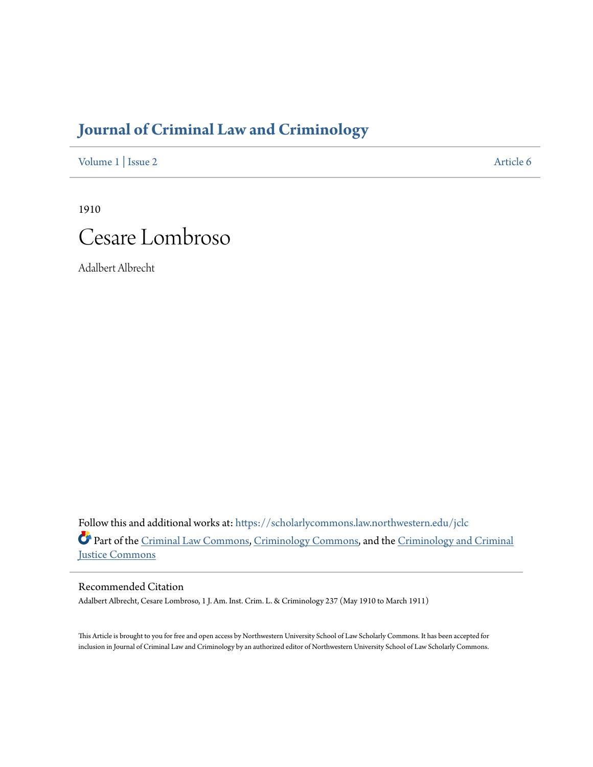# Journal of Criminal Law and Criminology

Volume 1 | Issue 2 — Article 6

1910

## Cesare Lombroso

Adalbert Albrecht

Follow this and additional works at: https://scholarlycommons.law.northwestern.edu/jclc

Part of the Criminal Law Commons, Criminology Commons, and the Criminology and Criminal Justice Commons

### Recommended Citation

Adalbert Albrecht, Cesare Lombroso, 1 J. Am. Inst. Crim. L. & Criminology 237 (May 1910 to March 1911)

This Article is brought to you for free and open access by Northwestern University School of Law Scholarly Commons. It has been accepted for inclusion in Journal of Criminal Law and Criminology by an authorized editor of Northwestern University School of Law Scholarly Commons.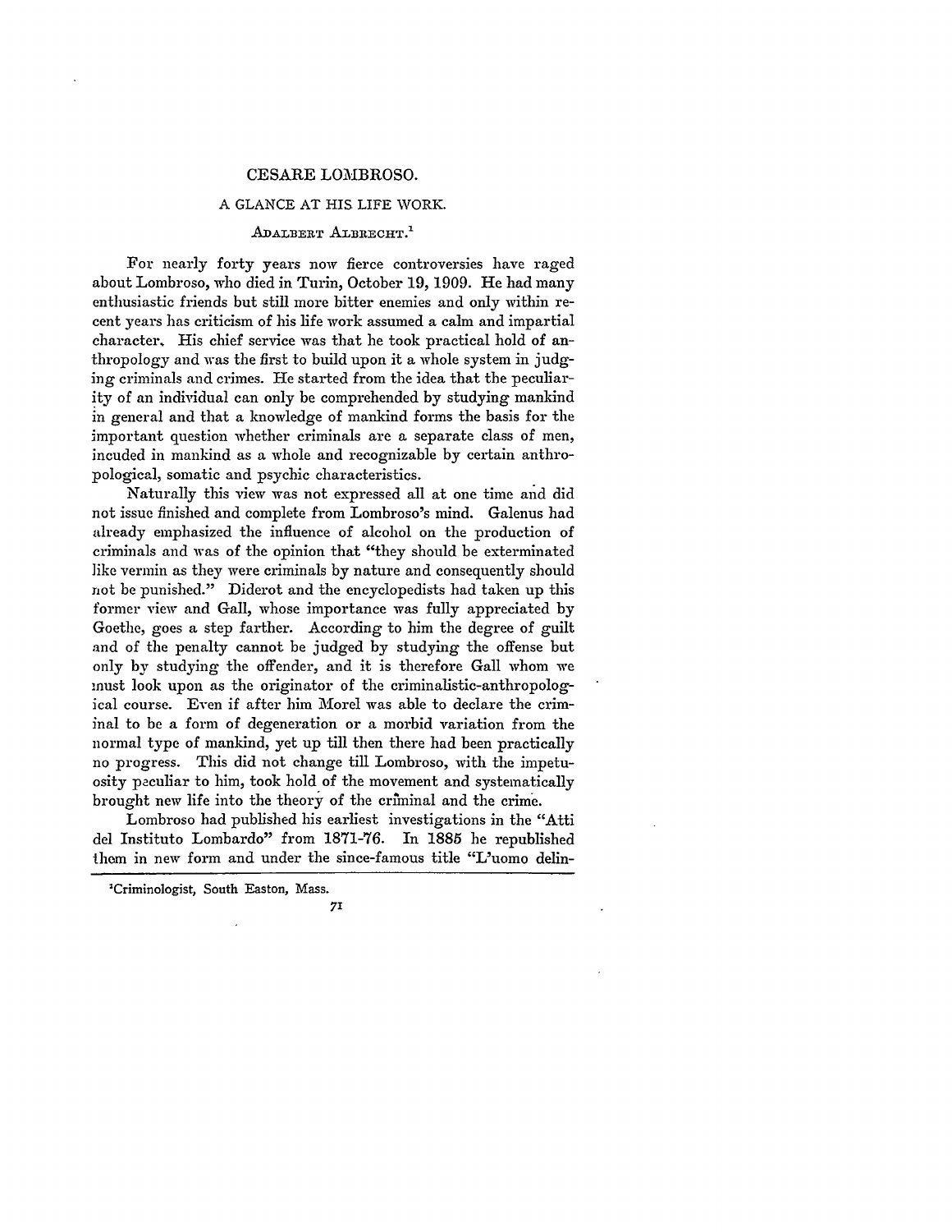# CESARE LOMBROSO.

## A GLANCE AT HIS LIFE WORK.

ADALBERT ALBRECHT.[1]

For nearly forty years now fierce controversies have raged about Lombroso, who died in Turin, October 19, 1909. He had many enthusiastic friends but still more bitter enemies and only within recent years has criticism of his life work assumed a calm and impartial character. His chief service was that he took practical hold of anthropology and was the first to build upon it a whole system in judging criminals and crimes. He started from the idea that the peculiarity of an individual can only be comprehended by studying mankind in general and that a knowledge of mankind forms the basis for the important question whether criminals are a separate class of men, incuded in mankind as a whole and recognizable by certain anthropological, somatic and psychic characteristics.

Naturally this view was not expressed all at one time and did not issue finished and complete from Lombroso's mind. Galenus had already emphasized the influence of alcohol on the production of criminals and was of the opinion that "they should be exterminated like vermin as they were criminals by nature and consequently should not be punished." Diderot and the encyclopedists had taken up this former view and Gall, whose importance was fully appreciated by Goethe, goes a step farther. According to him the degree of guilt and of the penalty cannot be judged by studying the offense but only by studying the offender, and it is therefore Gall whom we must look upon as the originator of the criminalistic-anthropological course. Even if after him Morel was able to declare the criminal to be a form of degeneration or a morbid variation from the normal type of mankind, yet up till then there had been practically no progress. This did not change till Lombroso, with the impetuosity peculiar to him, took hold of the movement and systematically brought new life into the theory of the criminal and the crime.

Lombroso had published his earliest investigations in the "Atti del Instituto Lombardo" from 1871-76. In 1885 he republished them in new form and under the since-famous title "L'uomo delin-

[1]Criminologist, South Easton, Mass.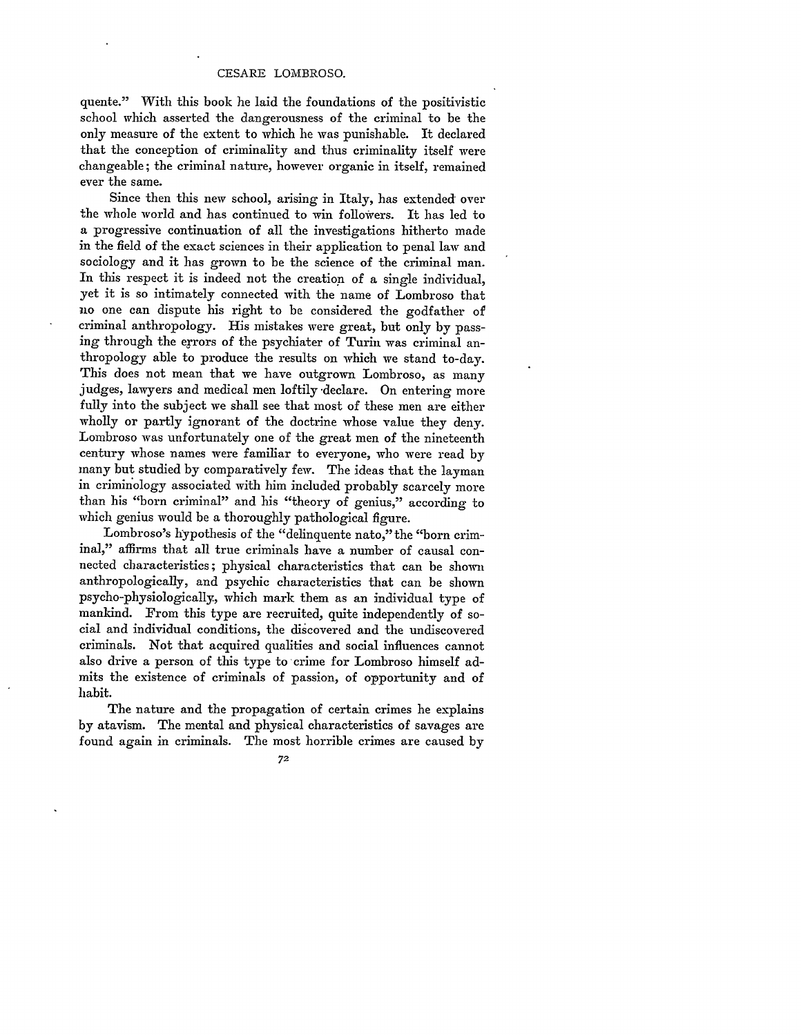quente." With this book he laid the foundations of the positivistic school which asserted the dangerousness of the criminal to be the only measure of the extent to which he was punishable. It declared that the conception of criminality and thus criminality itself were changeable; the criminal nature, however organic in itself, remained ever the same.

Since then this new school, arising in Italy, has extended over the whole world and has continued to win followers. It has led to a progressive continuation of all the investigations hitherto made in the field of the exact sciences in their application to penal law and sociology and it has grown to be the science of the criminal man. In this respect it is indeed not the creation of a single individual, yet it is so intimately connected with the name of Lombroso that no one can dispute his right to be considered the godfather of criminal anthropology. His mistakes were great, but only by passing through the errors of the psychiater of Turin was criminal anthropology able to produce the results on which we stand to-day. This does not mean that we have outgrown Lombroso, as many judges, lawyers and medical men loftily declare. On entering more fully into the subject we shall see that most of these men are either wholly or partly ignorant of the doctrine whose value they deny. Lombroso was unfortunately one of the great men of the nineteenth century whose names were familiar to everyone, who were read by many but studied by comparatively few. The ideas that the layman in criminology associated with him included probably scarcely more than his "born criminal" and his "theory of genius," according to which genius would be a thoroughly pathological figure.

Lombroso's hypothesis of the "delinquente nato," the "born criminal," affirms that all true criminals have a number of causal connected characteristics; physical characteristics that can be shown anthropologically, and psychic characteristics that can be shown psycho-physiologically, which mark them as an individual type of mankind. From this type are recruited, quite independently of social and individual conditions, the discovered and the undiscovered criminals. Not that acquired qualities and social influences cannot also drive a person of this type to crime for Lombroso himself admits the existence of criminals of passion, of opportunity and of habit.

The nature and the propagation of certain crimes he explains by atavism. The mental and physical characteristics of savages are found again in criminals. The most horrible crimes are caused by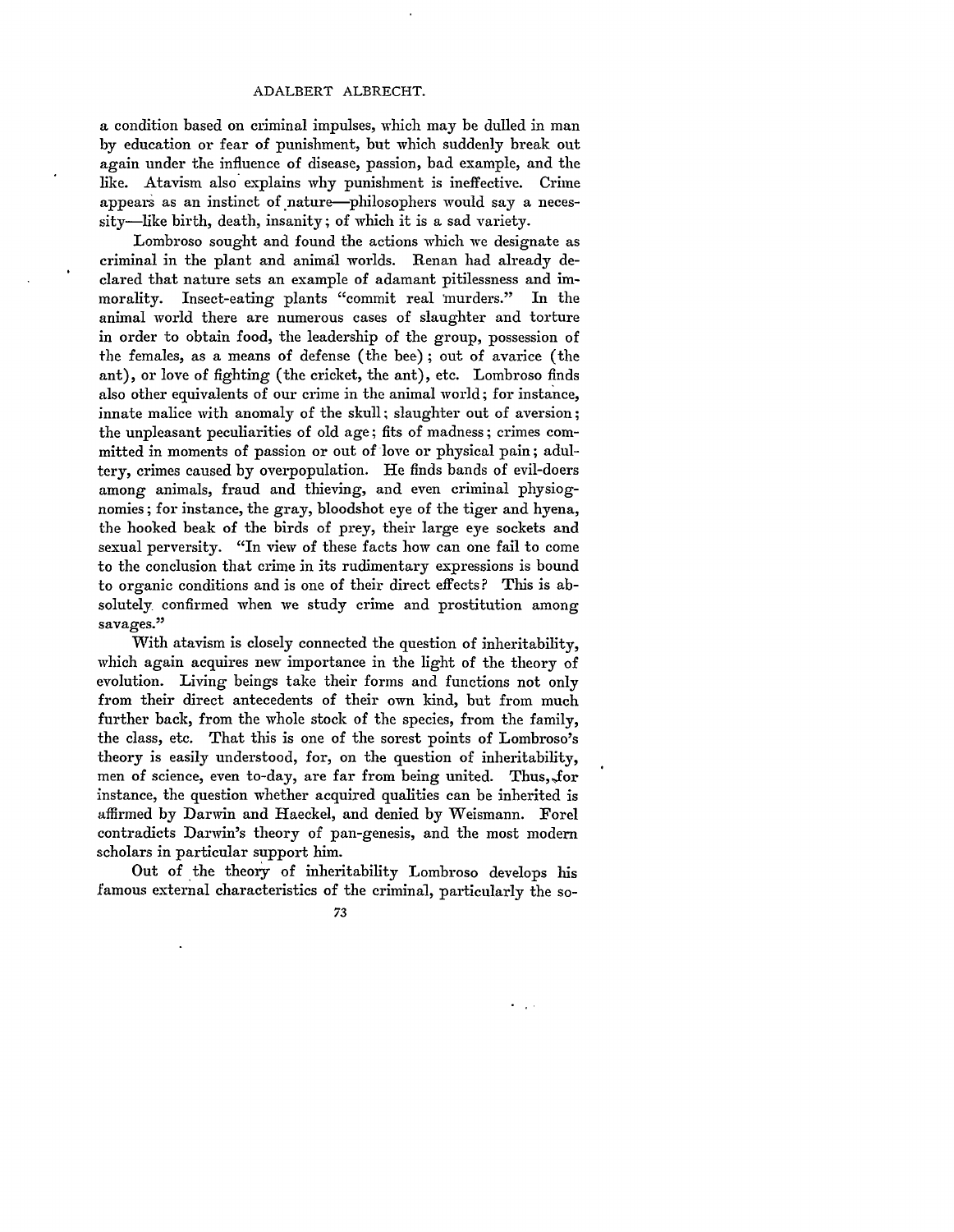a condition based on criminal impulses, which may be dulled in man by education or fear of punishment, but which suddenly break out again under the influence of disease, passion, bad example, and the like. Atavism also explains why punishment is ineffective. Crime appears as an instinct of nature—philosophers would say a necessity—like birth, death, insanity; of which it is a sad variety.

Lombroso sought and found the actions which we designate as criminal in the plant and animal worlds. Renan had already declared that nature sets an example of adamant pitilessness and immorality. Insect-eating plants "commit real murders." In the animal world there are numerous cases of slaughter and torture in order to obtain food, the leadership of the group, possession of the females, as a means of defense (the bee); out of avarice (the ant), or love of fighting (the cricket, the ant), etc. Lombroso finds also other equivalents of our crime in the animal world; for instance, innate malice with anomaly of the skull; slaughter out of aversion; the unpleasant peculiarities of old age; fits of madness; crimes committed in moments of passion or out of love or physical pain; adultery, crimes caused by overpopulation. He finds bands of evil-doers among animals, fraud and thieving, and even criminal physiognomies; for instance, the gray, bloodshot eye of the tiger and hyena, the hooked beak of the birds of prey, their large eye sockets and sexual perversity. "In view of these facts how can one fail to come to the conclusion that crime in its rudimentary expressions is bound to organic conditions and is one of their direct effects? This is absolutely confirmed when we study crime and prostitution among savages."

With atavism is closely connected the question of inheritability, which again acquires new importance in the light of the theory of evolution. Living beings take their forms and functions not only from their direct antecedents of their own kind, but from much further back, from the whole stock of the species, from the family, the class, etc. That this is one of the sorest points of Lombroso's theory is easily understood, for, on the question of inheritability, men of science, even to-day, are far from being united. Thus, for instance, the question whether acquired qualities can be inherited is affirmed by Darwin and Haeckel, and denied by Weismann. Forel contradicts Darwin's theory of pan-genesis, and the most modern scholars in particular support him.

Out of the theory of inheritability Lombroso develops his famous external characteristics of the criminal, particularly the so-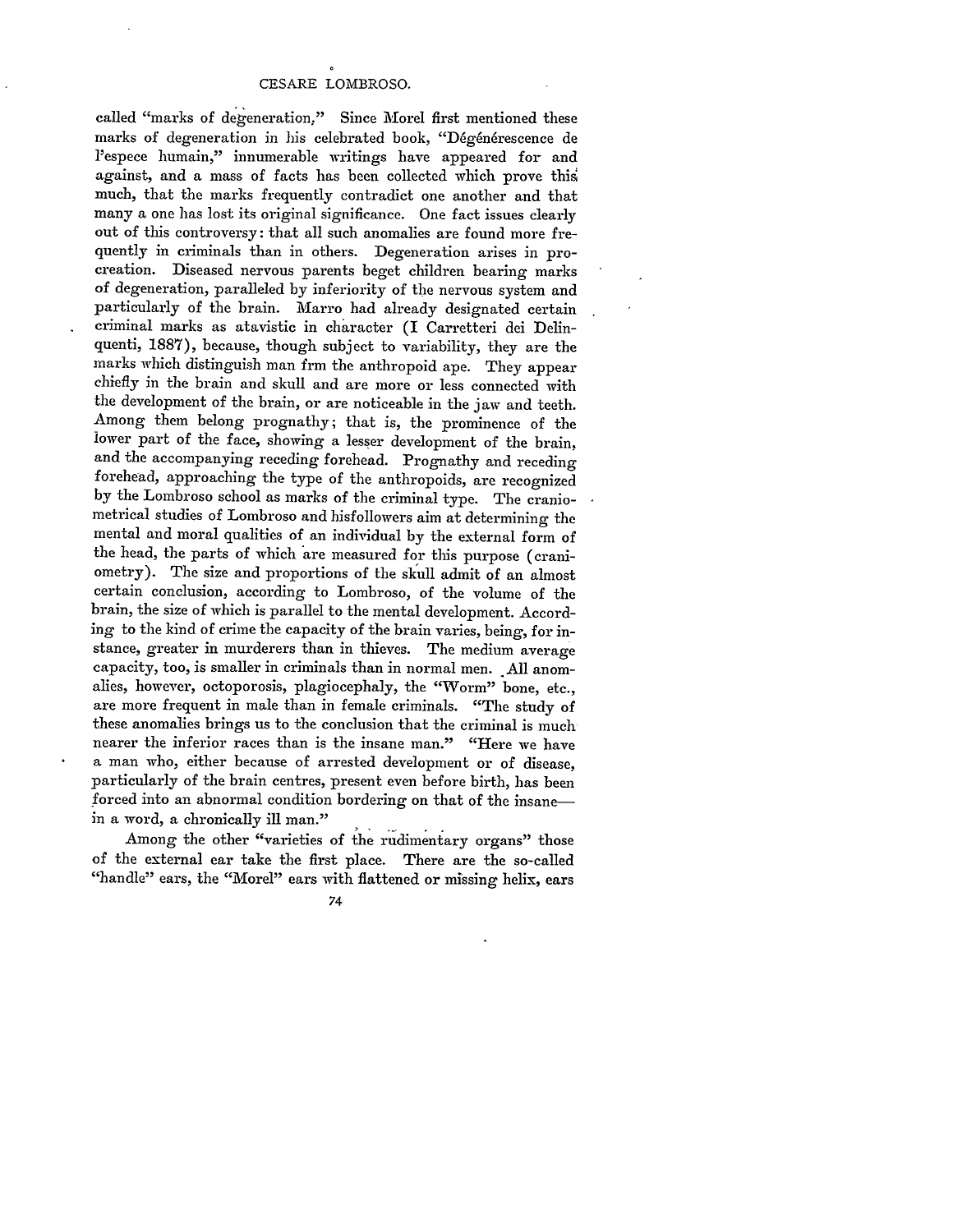called "marks of degeneration." Since Morel first mentioned these marks of degeneration in his celebrated book, "Dégénérescence de l'espece humain," innumerable writings have appeared for and against, and a mass of facts has been collected which prove this much, that the marks frequently contradict one another and that many a one has lost its original significance. One fact issues clearly out of this controversy: that all such anomalies are found more frequently in criminals than in others. Degeneration arises in procreation. Diseased nervous parents beget children bearing marks of degeneration, paralleled by inferiority of the nervous system and particularly of the brain. Marro had already designated certain criminal marks as atavistic in character (I Carretteri dei Delinquenti, 1887), because, though subject to variability, they are the marks which distinguish man frm the anthropoid ape. They appear chiefly in the brain and skull and are more or less connected with the development of the brain, or are noticeable in the jaw and teeth. Among them belong prognathy; that is, the prominence of the lower part of the face, showing a lesser development of the brain, and the accompanying receding forehead. Prognathy and receding forehead, approaching the type of the anthropoids, are recognized by the Lombroso school as marks of the criminal type. The craniometrical studies of Lombroso and hisfollowers aim at determining the mental and moral qualities of an individual by the external form of the head, the parts of which are measured for this purpose (craniometry). The size and proportions of the skull admit of an almost certain conclusion, according to Lombroso, of the volume of the brain, the size of which is parallel to the mental development. According to the kind of crime the capacity of the brain varies, being, for instance, greater in murderers than in thieves. The medium average capacity, too, is smaller in criminals than in normal men. All anomalies, however, octoporosis, plagiocephaly, the "Worm" bone, etc., are more frequent in male than in female criminals. "The study of these anomalies brings us to the conclusion that the criminal is much nearer the inferior races than is the insane man." "Here we have a man who, either because of arrested development or of disease, particularly of the brain centres, present even before birth, has been forced into an abnormal condition bordering on that of the insane—in a word, a chronically ill man."

Among the other "varieties of the rudimentary organs" those of the external ear take the first place. There are the so-called "handle" ears, the "Morel" ears with flattened or missing helix, ears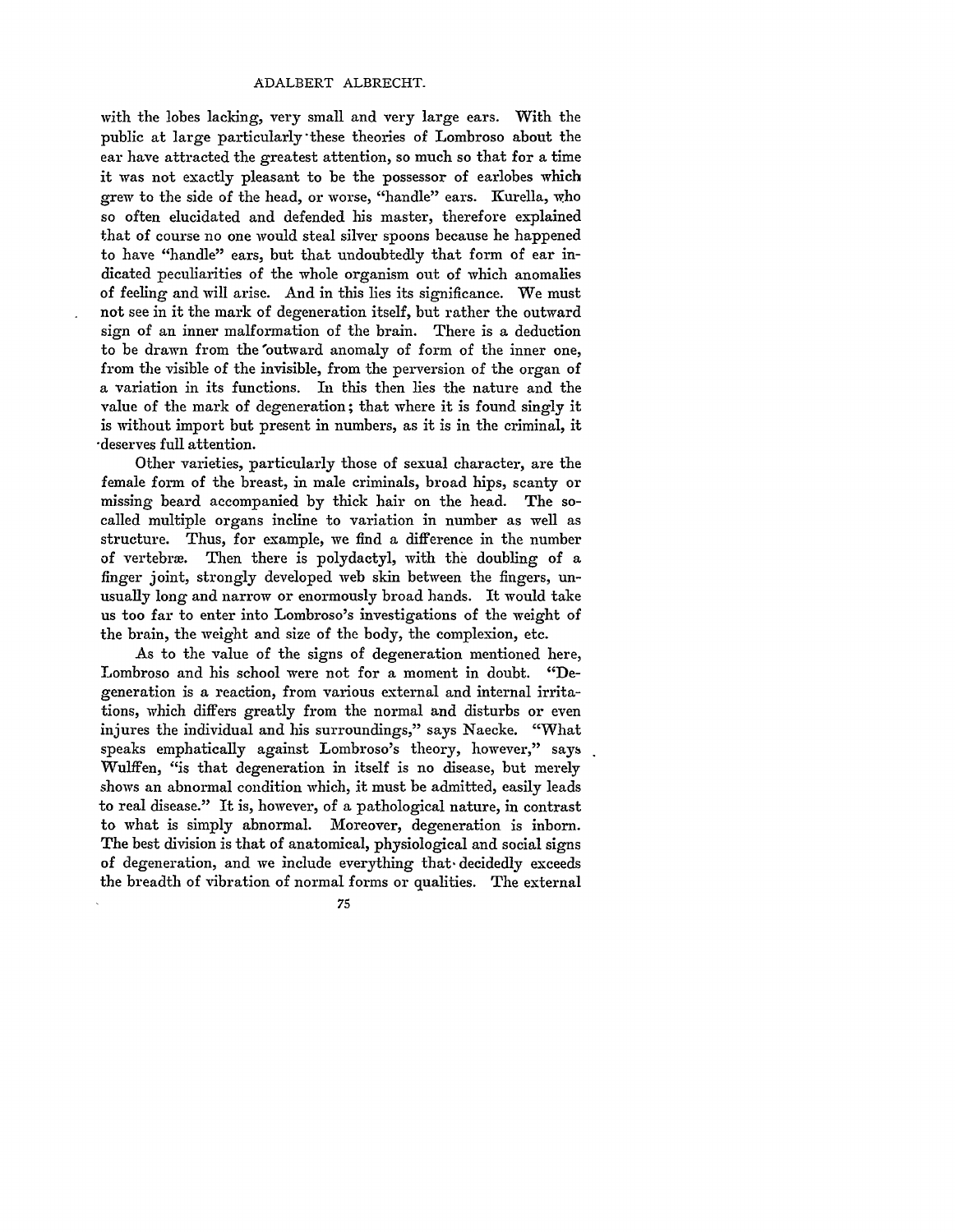with the lobes lacking, very small and very large ears. With the public at large particularly these theories of Lombroso about the ear have attracted the greatest attention, so much so that for a time it was not exactly pleasant to be the possessor of earlobes which grew to the side of the head, or worse, "handle" ears. Kurella, who so often elucidated and defended his master, therefore explained that of course no one would steal silver spoons because he happened to have "handle" ears, but that undoubtedly that form of ear indicated peculiarities of the whole organism out of which anomalies of feeling and will arise. And in this lies its significance. We must not see in it the mark of degeneration itself, but rather the outward sign of an inner malformation of the brain. There is a deduction to be drawn from the outward anomaly of form of the inner one, from the visible of the invisible, from the perversion of the organ of a variation in its functions. In this then lies the nature and the value of the mark of degeneration; that where it is found singly it is without import but present in numbers, as it is in the criminal, it deserves full attention.

Other varieties, particularly those of sexual character, are the female form of the breast, in male criminals, broad hips, scanty or missing beard accompanied by thick hair on the head. The so-called multiple organs incline to variation in number as well as structure. Thus, for example, we find a difference in the number of vertebræ. Then there is polydactyl, with the doubling of a finger joint, strongly developed web skin between the fingers, unusually long and narrow or enormously broad hands. It would take us too far to enter into Lombroso's investigations of the weight of the brain, the weight and size of the body, the complexion, etc.

As to the value of the signs of degeneration mentioned here, Lombroso and his school were not for a moment in doubt. "Degeneration is a reaction, from various external and internal irritations, which differs greatly from the normal and disturbs or even injures the individual and his surroundings," says Naecke. "What speaks emphatically against Lombroso's theory, however," says Wulffen, "is that degeneration in itself is no disease, but merely shows an abnormal condition which, it must be admitted, easily leads to real disease." It is, however, of a pathological nature, in contrast to what is simply abnormal. Moreover, degeneration is inborn. The best division is that of anatomical, physiological and social signs of degeneration, and we include everything that decidedly exceeds the breadth of vibration of normal forms or qualities. The external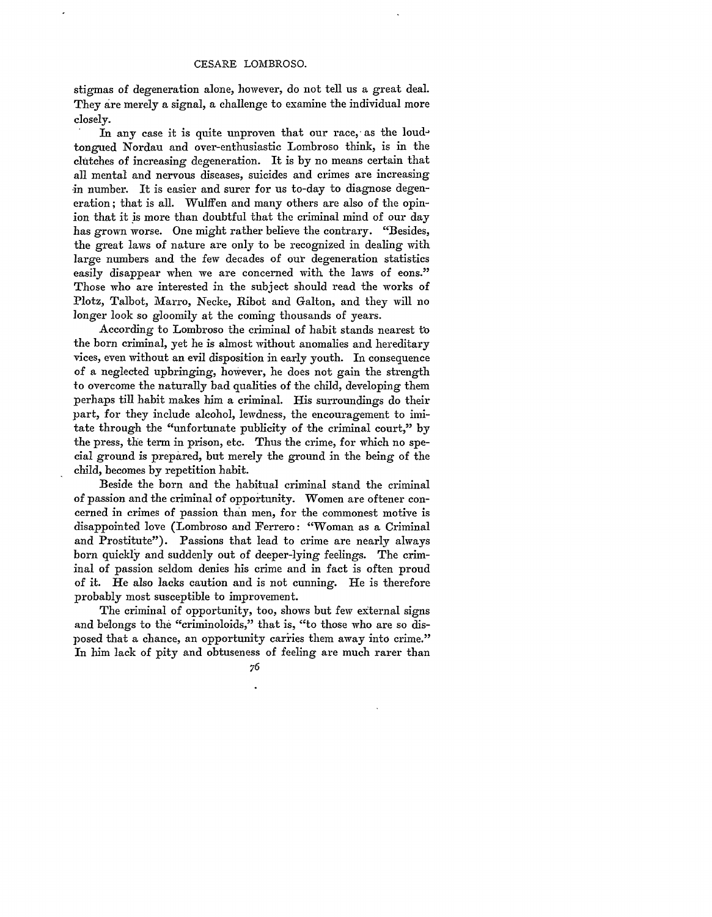stigmas of degeneration alone, however, do not tell us a great deal. They are merely a signal, a challenge to examine the individual more closely.

In any case it is quite unproven that our race, as the loud-tongued Nordau and over-enthusiastic Lombroso think, is in the clutches of increasing degeneration. It is by no means certain that all mental and nervous diseases, suicides and crimes are increasing in number. It is easier and surer for us to-day to diagnose degeneration; that is all. Wulffen and many others are also of the opinion that it is more than doubtful that the criminal mind of our day has grown worse. One might rather believe the contrary. "Besides, the great laws of nature are only to be recognized in dealing with large numbers and the few decades of our degeneration statistics easily disappear when we are concerned with the laws of eons." Those who are interested in the subject should read the works of Plotz, Talbot, Marro, Necke, Ribot and Galton, and they will no longer look so gloomily at the coming thousands of years.

According to Lombroso the criminal of habit stands nearest to the born criminal, yet he is almost without anomalies and hereditary vices, even without an evil disposition in early youth. In consequence of a neglected upbringing, however, he does not gain the strength to overcome the naturally bad qualities of the child, developing them perhaps till habit makes him a criminal. His surroundings do their part, for they include alcohol, lewdness, the encouragement to imitate through the "unfortunate publicity of the criminal court," by the press, the term in prison, etc. Thus the crime, for which no special ground is prepared, but merely the ground in the being of the child, becomes by repetition habit.

Beside the born and the habitual criminal stand the criminal of passion and the criminal of opportunity. Women are oftener concerned in crimes of passion than men, for the commonest motive is disappointed love (Lombroso and Ferrero: "Woman as a Criminal and Prostitute"). Passions that lead to crime are nearly always born quickly and suddenly out of deeper-lying feelings. The criminal of passion seldom denies his crime and in fact is often proud of it. He also lacks caution and is not cunning. He is therefore probably most susceptible to improvement.

The criminal of opportunity, too, shows but few external signs and belongs to the "criminoloids," that is, "to those who are so disposed that a chance, an opportunity carries them away into crime." In him lack of pity and obtuseness of feeling are much rarer than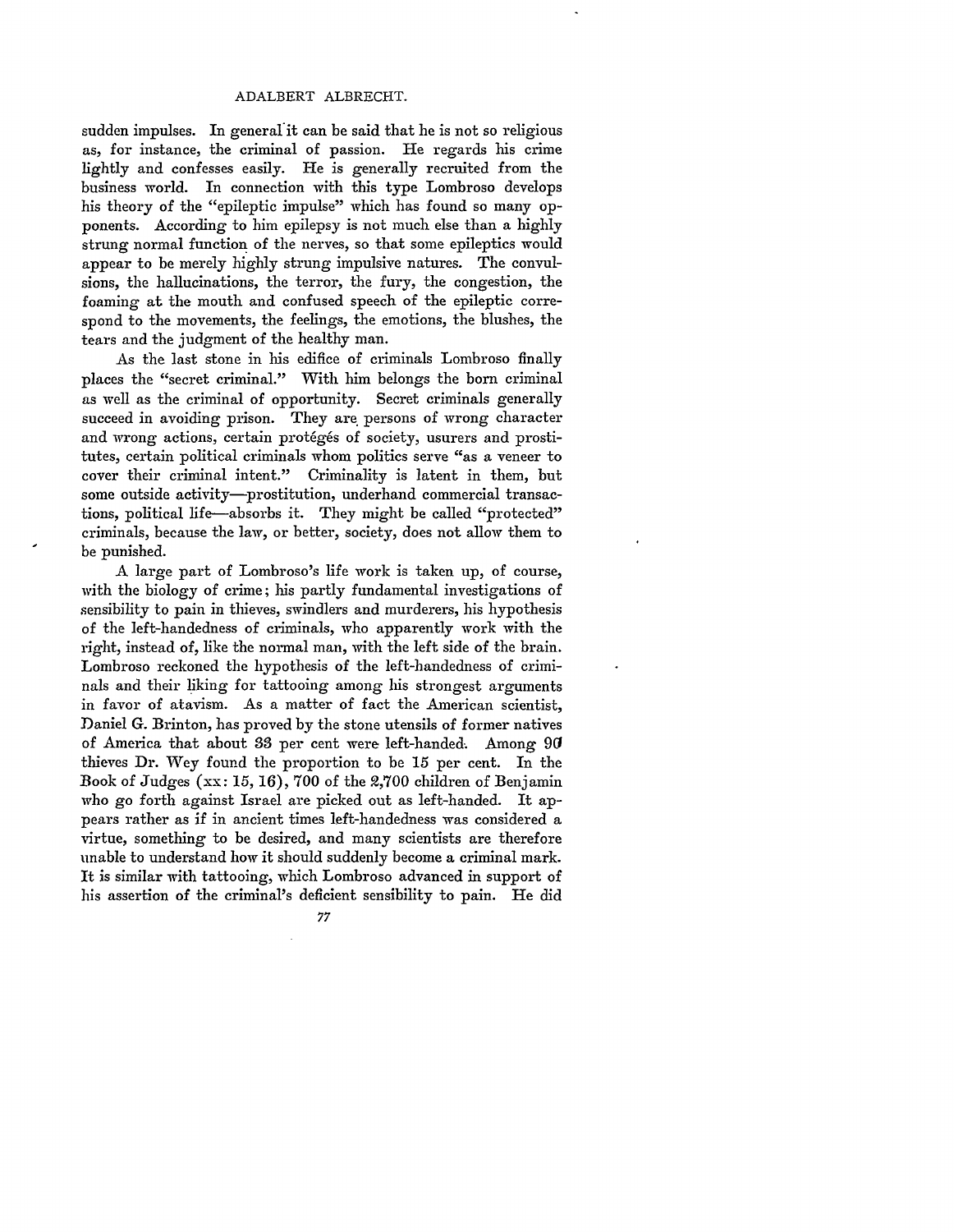sudden impulses. In general it can be said that he is not so religious as, for instance, the criminal of passion. He regards his crime lightly and confesses easily. He is generally recruited from the business world. In connection with this type Lombroso develops his theory of the "epileptic impulse" which has found so many opponents. According to him epilepsy is not much else than a highly strung normal function of the nerves, so that some epileptics would appear to be merely highly strung impulsive natures. The convulsions, the hallucinations, the terror, the fury, the congestion, the foaming at the mouth and confused speech of the epileptic correspond to the movements, the feelings, the emotions, the blushes, the tears and the judgment of the healthy man.

As the last stone in his edifice of criminals Lombroso finally places the "secret criminal." With him belongs the born criminal as well as the criminal of opportunity. Secret criminals generally succeed in avoiding prison. They are persons of wrong character and wrong actions, certain protégés of society, usurers and prostitutes, certain political criminals whom politics serve "as a veneer to cover their criminal intent." Criminality is latent in them, but some outside activity—prostitution, underhand commercial transactions, political life—absorbs it. They might be called "protected" criminals, because the law, or better, society, does not allow them to be punished.

A large part of Lombroso's life work is taken up, of course, with the biology of crime; his partly fundamental investigations of sensibility to pain in thieves, swindlers and murderers, his hypothesis of the left-handedness of criminals, who apparently work with the right, instead of, like the normal man, with the left side of the brain. Lombroso reckoned the hypothesis of the left-handedness of criminals and their liking for tattooing among his strongest arguments in favor of atavism. As a matter of fact the American scientist, Daniel G. Brinton, has proved by the stone utensils of former natives of America that about 33 per cent were left-handed. Among 90 thieves Dr. Wey found the proportion to be 15 per cent. In the Book of Judges (xx: 15, 16), 700 of the 2,700 children of Benjamin who go forth against Israel are picked out as left-handed. It appears rather as if in ancient times left-handedness was considered a virtue, something to be desired, and many scientists are therefore unable to understand how it should suddenly become a criminal mark. It is similar with tattooing, which Lombroso advanced in support of his assertion of the criminal's deficient sensibility to pain. He did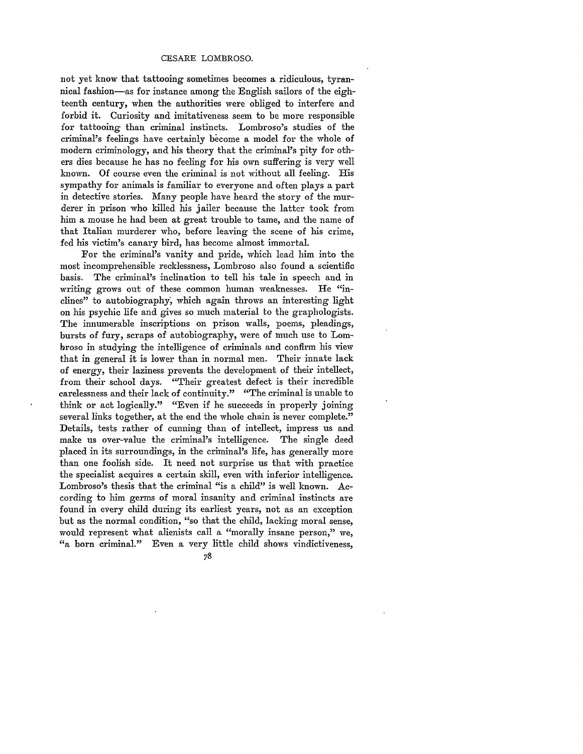not yet know that tattooing sometimes becomes a ridiculous, tyrannical fashion—as for instance among the English sailors of the eighteenth century, when the authorities were obliged to interfere and forbid it. Curiosity and imitativeness seem to be more responsible for tattooing than criminal instincts. Lombroso's studies of the criminal's feelings have certainly become a model for the whole of modern criminology, and his theory that the criminal's pity for others dies because he has no feeling for his own suffering is very well known. Of course even the criminal is not without all feeling. His sympathy for animals is familiar to everyone and often plays a part in detective stories. Many people have heard the story of the murderer in prison who killed his jailer because the latter took from him a mouse he had been at great trouble to tame, and the name of that Italian murderer who, before leaving the scene of his crime, fed his victim's canary bird, has become almost immortal.

For the criminal's vanity and pride, which lead him into the most incomprehensible recklessness, Lombroso also found a scientific basis. The criminal's inclination to tell his tale in speech and in writing grows out of these common human weaknesses. He "inclines" to autobiography, which again throws an interesting light on his psychic life and gives so much material to the graphologists. The innumerable inscriptions on prison walls, poems, pleadings, bursts of fury, scraps of autobiography, were of much use to Lombroso in studying the intelligence of criminals and confirm his view that in general it is lower than in normal men. Their innate lack of energy, their laziness prevents the development of their intellect, from their school days. "Their greatest defect is their incredible carelessness and their lack of continuity." "The criminal is unable to think or act logically." "Even if he succeeds in properly joining several links together, at the end the whole chain is never complete." Details, tests rather of cunning than of intellect, impress us and make us over-value the criminal's intelligence. The single deed placed in its surroundings, in the criminal's life, has generally more than one foolish side. It need not surprise us that with practice the specialist acquires a certain skill, even with inferior intelligence. Lombroso's thesis that the criminal "is a child" is well known. According to him germs of moral insanity and criminal instincts are found in every child during its earliest years, not as an exception but as the normal condition, "so that the child, lacking moral sense, would represent what alienists call a "morally insane person," we, "a born criminal." Even a very little child shows vindictiveness,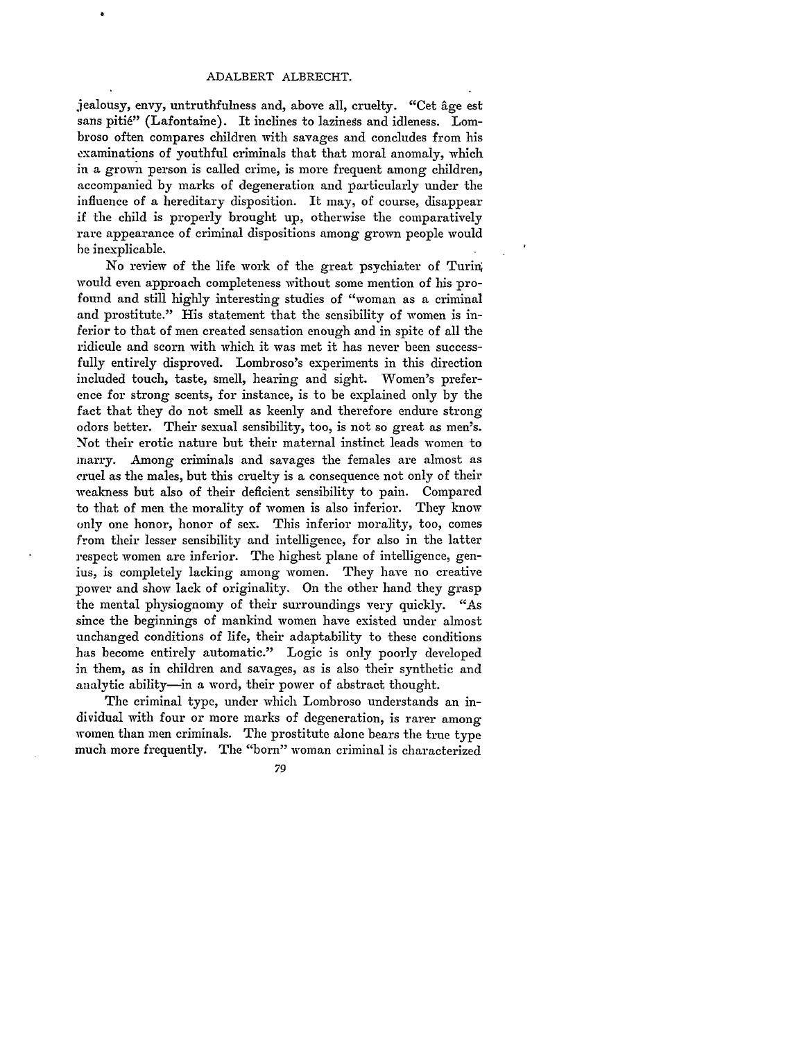jealousy, envy, untruthfulness and, above all, cruelty. "Cet âge est sans pitié" (Lafontaine). It inclines to laziness and idleness. Lombroso often compares children with savages and concludes from his examinations of youthful criminals that that moral anomaly, which in a grown person is called crime, is more frequent among children, accompanied by marks of degeneration and particularly under the influence of a hereditary disposition. It may, of course, disappear if the child is properly brought up, otherwise the comparatively rare appearance of criminal dispositions among grown people would be inexplicable.

No review of the life work of the great psychiater of Turin would even approach completeness without some mention of his profound and still highly interesting studies of "woman as a criminal and prostitute." His statement that the sensibility of women is inferior to that of men created sensation enough and in spite of all the ridicule and scorn with which it was met it has never been successfully entirely disproved. Lombroso's experiments in this direction included touch, taste, smell, hearing and sight. Women's preference for strong scents, for instance, is to be explained only by the fact that they do not smell as keenly and therefore endure strong odors better. Their sexual sensibility, too, is not so great as men's. Not their erotic nature but their maternal instinct leads women to marry. Among criminals and savages the females are almost as cruel as the males, but this cruelty is a consequence not only of their weakness but also of their deficient sensibility to pain. Compared to that of men the morality of women is also inferior. They know only one honor, honor of sex. This inferior morality, too, comes from their lesser sensibility and intelligence, for also in the latter respect women are inferior. The highest plane of intelligence, genius, is completely lacking among women. They have no creative power and show lack of originality. On the other hand they grasp the mental physiognomy of their surroundings very quickly. "As since the beginnings of mankind women have existed under almost unchanged conditions of life, their adaptability to these conditions has become entirely automatic." Logic is only poorly developed in them, as in children and savages, as is also their synthetic and analytic ability—in a word, their power of abstract thought.

The criminal type, under which Lombroso understands an individual with four or more marks of degeneration, is rarer among women than men criminals. The prostitute alone bears the true type much more frequently. The "born" woman criminal is characterized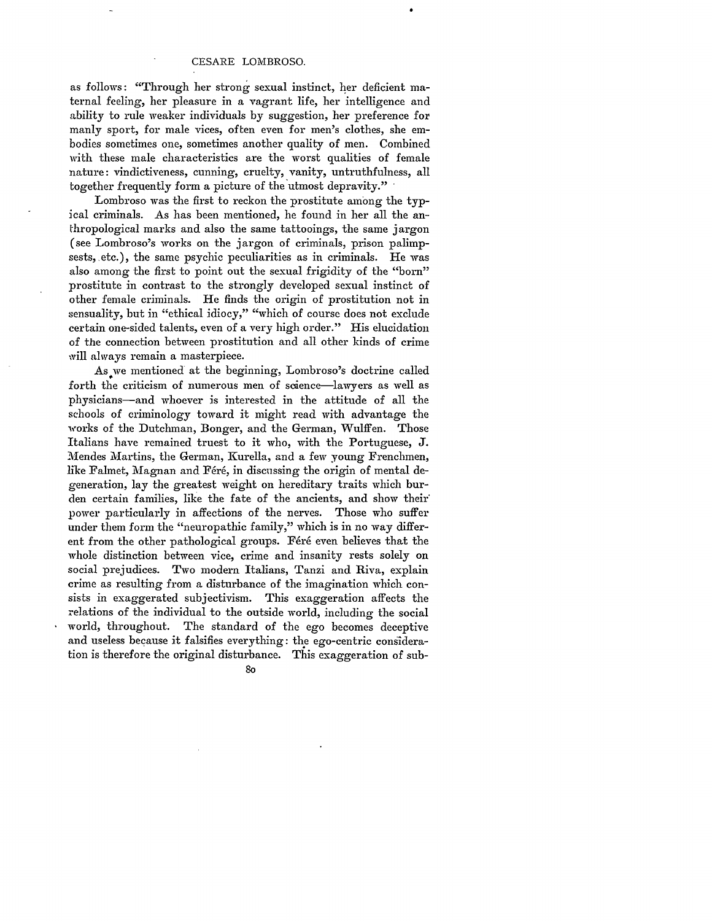as follows: "Through her strong sexual instinct, her deficient maternal feeling, her pleasure in a vagrant life, her intelligence and ability to rule weaker individuals by suggestion, her preference for manly sport, for male vices, often even for men's clothes, she embodies sometimes one, sometimes another quality of men. Combined with these male characteristics are the worst qualities of female nature: vindictiveness, cunning, cruelty, vanity, untruthfulness, all together frequently form a picture of the utmost depravity."

Lombroso was the first to reckon the prostitute among the typical criminals. As has been mentioned, he found in her all the anthropological marks and also the same tattooings, the same jargon (see Lombroso's works on the jargon of criminals, prison palimpsests, etc.), the same psychic peculiarities as in criminals. He was also among the first to point out the sexual frigidity of the "born" prostitute in contrast to the strongly developed sexual instinct of other female criminals. He finds the origin of prostitution not in sensuality, but in "ethical idiocy," "which of course does not exclude certain one-sided talents, even of a very high order." His elucidation of the connection between prostitution and all other kinds of crime will always remain a masterpiece.

As we mentioned at the beginning, Lombroso's doctrine called forth the criticism of numerous men of science—lawyers as well as physicians—and whoever is interested in the attitude of all the schools of criminology toward it might read with advantage the works of the Dutchman, Bonger, and the German, Wulffen. Those Italians have remained truest to it who, with the Portuguese, J. Mendes Martins, the German, Kurella, and a few young Frenchmen, like Falmet, Magnan and Féré, in discussing the origin of mental degeneration, lay the greatest weight on hereditary traits which burden certain families, like the fate of the ancients, and show their power particularly in affections of the nerves. Those who suffer under them form the "neuropathic family," which is in no way different from the other pathological groups. Féré even believes that the whole distinction between vice, crime and insanity rests solely on social prejudices. Two modern Italians, Tanzi and Riva, explain crime as resulting from a disturbance of the imagination which consists in exaggerated subjectivism. This exaggeration affects the relations of the individual to the outside world, including the social world, throughout. The standard of the ego becomes deceptive and useless because it falsifies everything: the ego-centric consideration is therefore the original disturbance. This exaggeration of sub-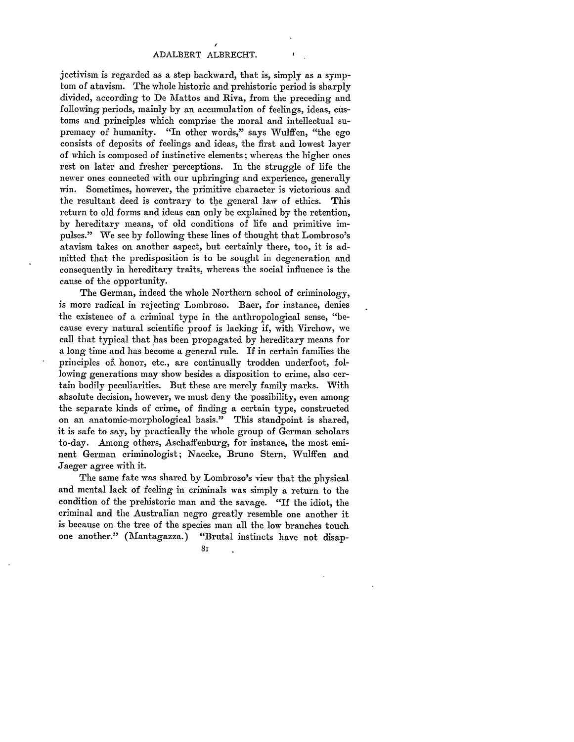jectivism is regarded as a step backward, that is, simply as a symptom of atavism. The whole historic and prehistoric period is sharply divided, according to De Mattos and Riva, from the preceding and following periods, mainly by an accumulation of feelings, ideas, customs and principles which comprise the moral and intellectual supremacy of humanity. "In other words," says Wulffen, "the ego consists of deposits of feelings and ideas, the first and lowest layer of which is composed of instinctive elements; whereas the higher ones rest on later and fresher perceptions. In the struggle of life the newer ones connected with our upbringing and experience, generally win. Sometimes, however, the primitive character is victorious and the resultant deed is contrary to the general law of ethics. This return to old forms and ideas can only be explained by the retention, by hereditary means, of old conditions of life and primitive impulses." We see by following these lines of thought that Lombroso's atavism takes on another aspect, but certainly there, too, it is admitted that the predisposition is to be sought in degeneration and consequently in hereditary traits, whereas the social influence is the cause of the opportunity.

The German, indeed the whole Northern school of criminology, is more radical in rejecting Lombroso. Baer, for instance, denies the existence of a criminal type in the anthropological sense, "because every natural scientific proof is lacking if, with Virchow, we call that typical that has been propagated by hereditary means for a long time and has become a general rule. If in certain families the principles of honor, etc., are continually trodden underfoot, following generations may show besides a disposition to crime, also certain bodily peculiarities. But these are merely family marks. With absolute decision, however, we must deny the possibility, even among the separate kinds of crime, of finding a certain type, constructed on an anatomic-morphological basis." This standpoint is shared, it is safe to say, by practically the whole group of German scholars to-day. Among others, Aschaffenburg, for instance, the most eminent German criminologist; Naecke, Bruno Stern, Wulffen and Jaeger agree with it.

The same fate was shared by Lombroso's view that the physical and mental lack of feeling in criminals was simply a return to the condition of the prehistoric man and the savage. "If the idiot, the criminal and the Australian negro greatly resemble one another it is because on the tree of the species man all the low branches touch one another." (Mantagazza.) "Brutal instincts have not disap-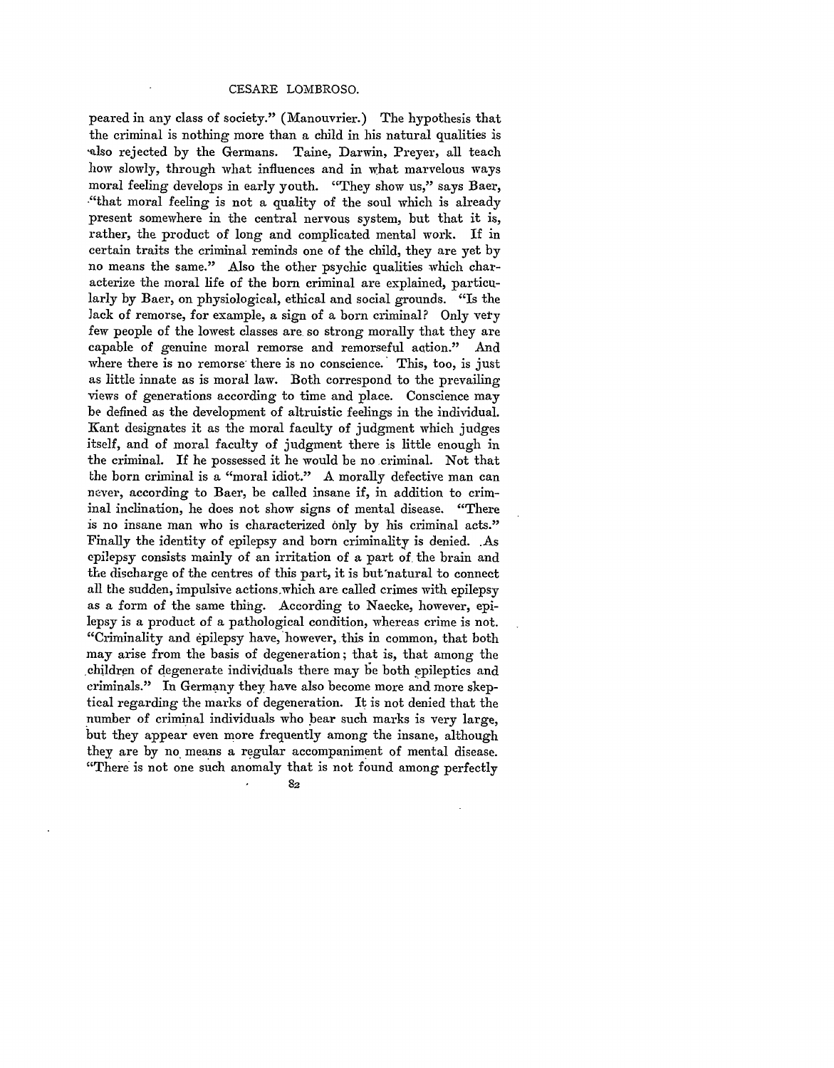peared in any class of society." (Manouvrier.) The hypothesis that the criminal is nothing more than a child in his natural qualities is also rejected by the Germans. Taine, Darwin, Preyer, all teach how slowly, through what influences and in what marvelous ways moral feeling develops in early youth. "They show us," says Baer, "that moral feeling is not a quality of the soul which is already present somewhere in the central nervous system, but that it is, rather, the product of long and complicated mental work. If in certain traits the criminal reminds one of the child, they are yet by no means the same." Also the other psychic qualities which characterize the moral life of the born criminal are explained, particularly by Baer, on physiological, ethical and social grounds. "Is the lack of remorse, for example, a sign of a born criminal? Only very few people of the lowest classes are so strong morally that they are capable of genuine moral remorse and remorseful action." And where there is no remorse there is no conscience. This, too, is just as little innate as is moral law. Both correspond to the prevailing views of generations according to time and place. Conscience may be defined as the development of altruistic feelings in the individual. Kant designates it as the moral faculty of judgment which judges itself, and of moral faculty of judgment there is little enough in the criminal. If he possessed it he would be no criminal. Not that the born criminal is a "moral idiot." A morally defective man can never, according to Baer, be called insane if, in addition to criminal inclination, he does not show signs of mental disease. "There is no insane man who is characterized only by his criminal acts." Finally the identity of epilepsy and born criminality is denied. As epilepsy consists mainly of an irritation of a part of the brain and the discharge of the centres of this part, it is but natural to connect all the sudden, impulsive actions which are called crimes with epilepsy as a form of the same thing. According to Naecke, however, epilepsy is a product of a pathological condition, whereas crime is not. "Criminality and epilepsy have, however, this in common, that both may arise from the basis of degeneration; that is, that among the children of degenerate individuals there may be both epileptics and criminals." In Germany they have also become more and more skeptical regarding the marks of degeneration. It is not denied that the number of criminal individuals who bear such marks is very large, but they appear even more frequently among the insane, although they are by no means a regular accompaniment of mental disease. "There is not one such anomaly that is not found among perfectly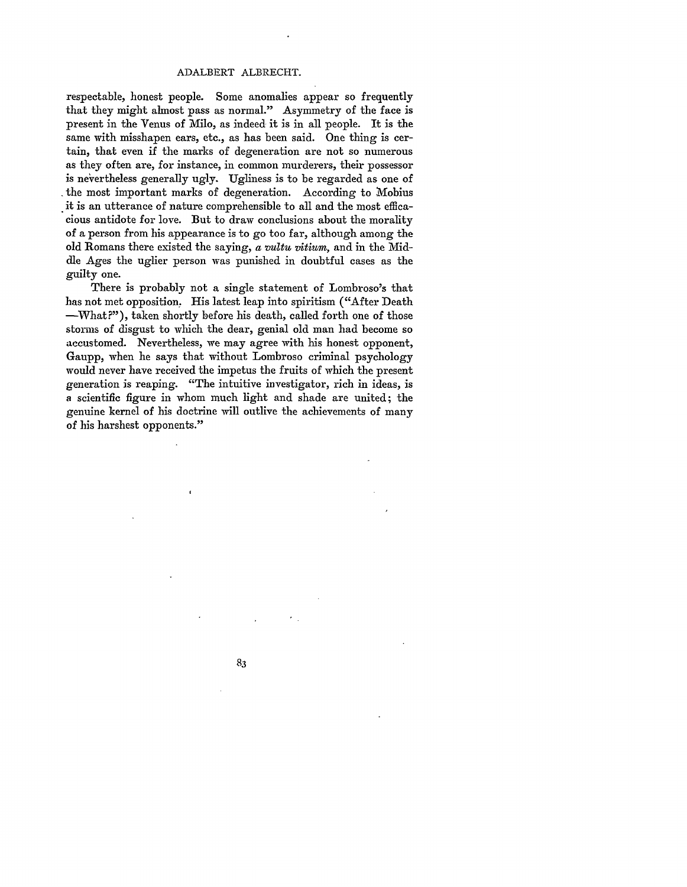respectable, honest people. Some anomalies appear so frequently that they might almost pass as normal." Asymmetry of the face is present in the Venus of Milo, as indeed it is in all people. It is the same with misshapen ears, etc., as has been said. One thing is certain, that even if the marks of degeneration are not so numerous as they often are, for instance, in common murderers, their possessor is nevertheless generally ugly. Ugliness is to be regarded as one of the most important marks of degeneration. According to Mobius it is an utterance of nature comprehensible to all and the most efficacious antidote for love. But to draw conclusions about the morality of a person from his appearance is to go too far, although among the old Romans there existed the saying, *a vultu vitium,* and in the Middle Ages the uglier person was punished in doubtful cases as the guilty one.

There is probably not a single statement of Lombroso's that has not met opposition. His latest leap into spiritism ("After Death —What?"), taken shortly before his death, called forth one of those storms of disgust to which the dear, genial old man had become so accustomed. Nevertheless, we may agree with his honest opponent, Gaupp, when he says that without Lombroso criminal psychology would never have received the impetus the fruits of which the present generation is reaping. "The intuitive investigator, rich in ideas, is a scientific figure in whom much light and shade are united; the genuine kernel of his doctrine will outlive the achievements of many of his harshest opponents."